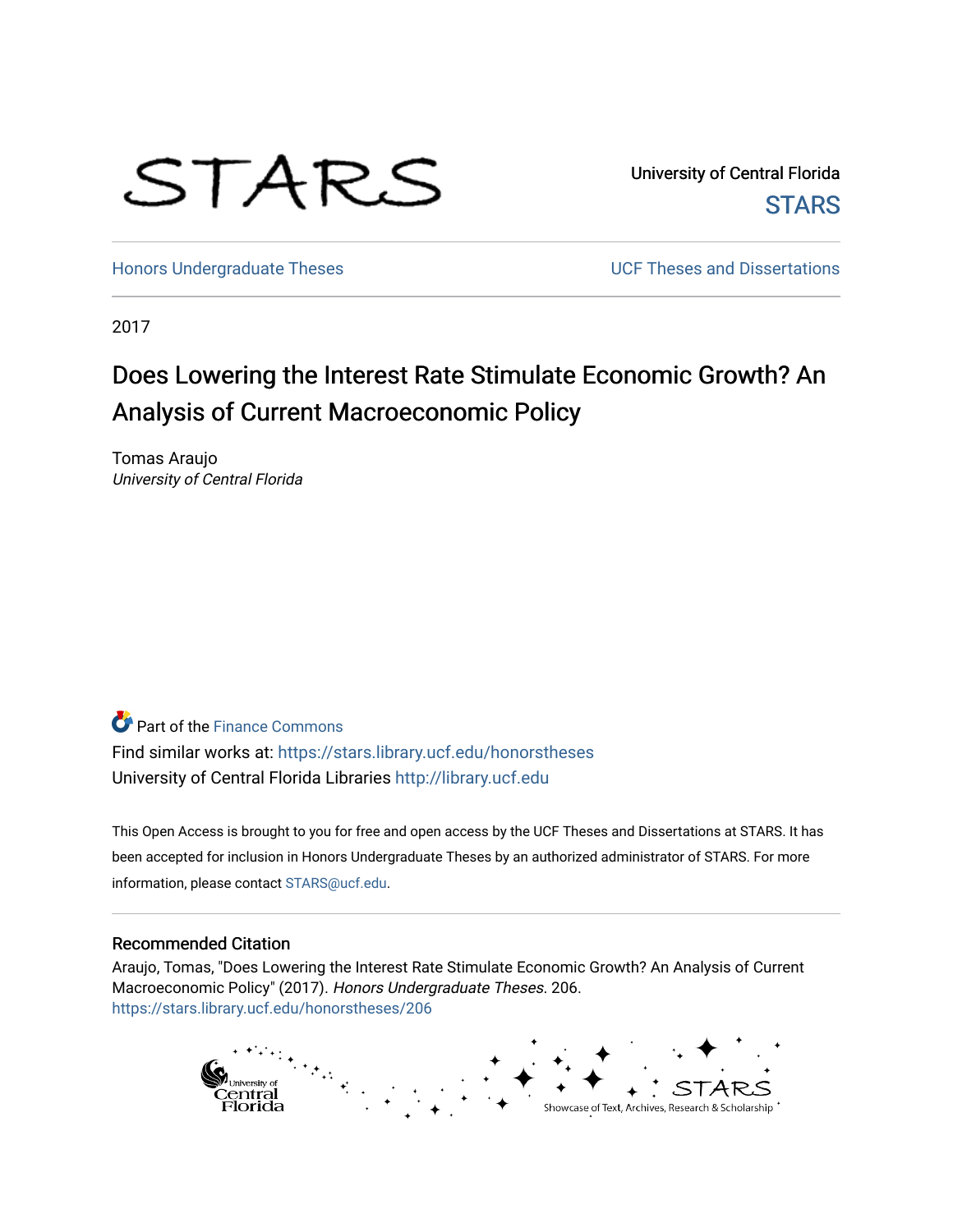University of Central Florida

STARS

Honors Undergraduate Theses

UCF Theses and Dissertations

2017

# Does Lowering the Interest Rate Stimulate Economic Growth? An Analysis of Current Macroeconomic Policy

Tomas Araujo

*University of Central Florida*

Part of the Finance Commons

Find similar works at: https://stars.library.ucf.edu/honorstheses

University of Central Florida Libraries http://library.ucf.edu

This Open Access is brought to you for free and open access by the UCF Theses and Dissertations at STARS. It has been accepted for inclusion in Honors Undergraduate Theses by an authorized administrator of STARS. For more information, please contact STARS@ucf.edu.

## Recommended Citation

Araujo, Tomas, "Does Lowering the Interest Rate Stimulate Economic Growth? An Analysis of Current Macroeconomic Policy" (2017). *Honors Undergraduate Theses*. 206.
https://stars.library.ucf.edu/honorstheses/206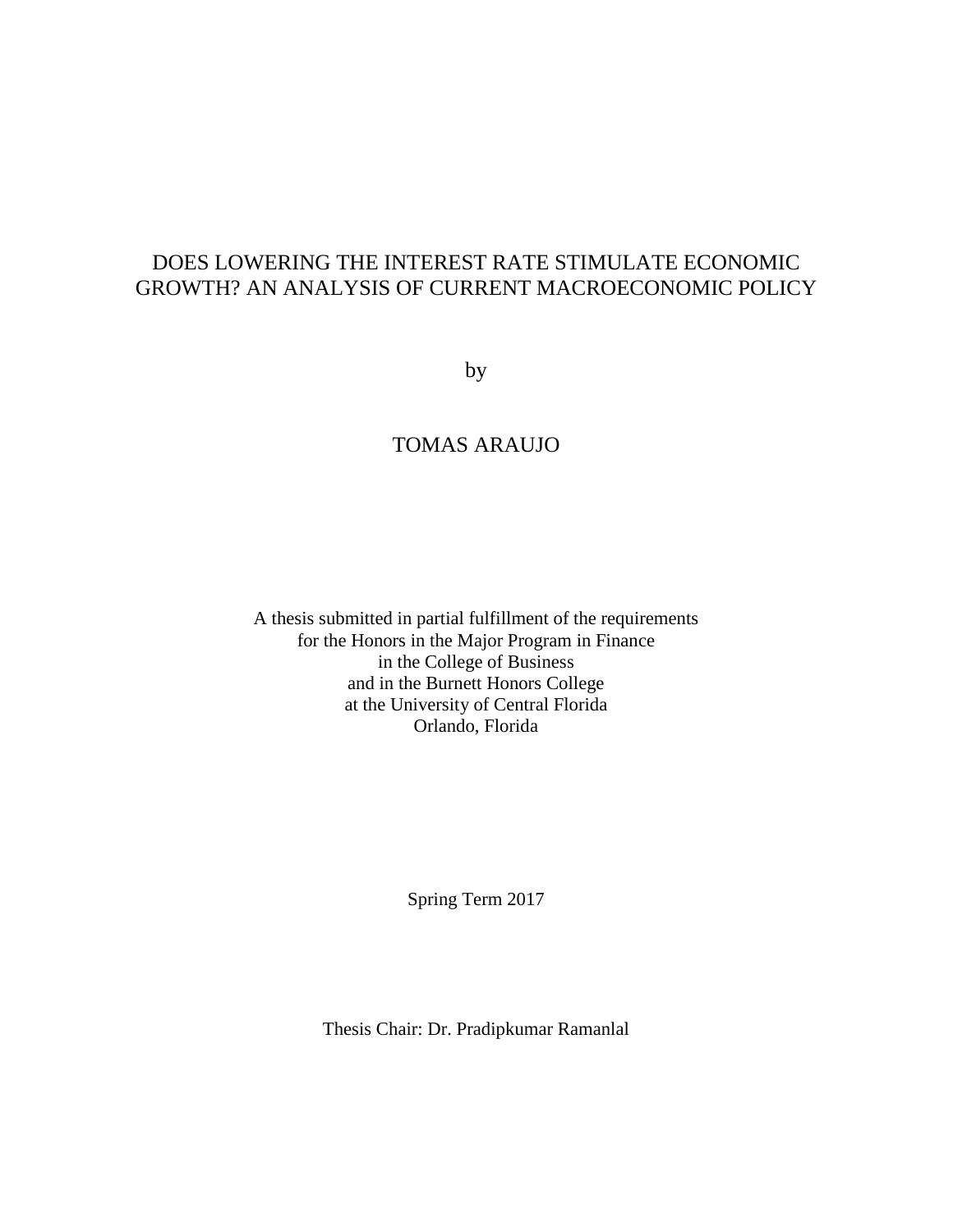# DOES LOWERING THE INTEREST RATE STIMULATE ECONOMIC GROWTH? AN ANALYSIS OF CURRENT MACROECONOMIC POLICY

by

TOMAS ARAUJO

A thesis submitted in partial fulfillment of the requirements
for the Honors in the Major Program in Finance
in the College of Business
and in the Burnett Honors College
at the University of Central Florida
Orlando, Florida

Spring Term 2017

Thesis Chair: Dr. Pradipkumar Ramanlal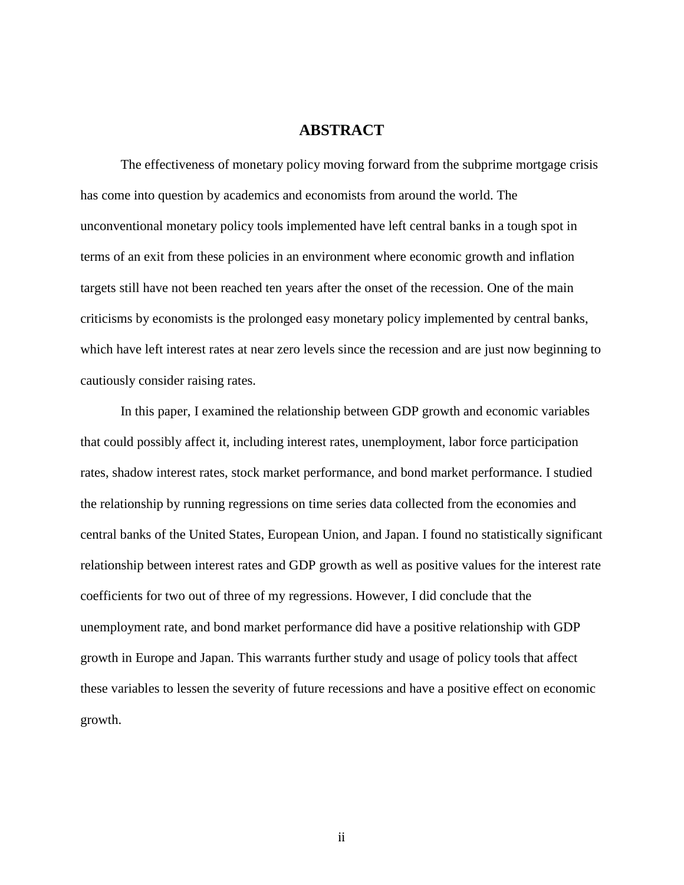# ABSTRACT

The effectiveness of monetary policy moving forward from the subprime mortgage crisis has come into question by academics and economists from around the world. The unconventional monetary policy tools implemented have left central banks in a tough spot in terms of an exit from these policies in an environment where economic growth and inflation targets still have not been reached ten years after the onset of the recession. One of the main criticisms by economists is the prolonged easy monetary policy implemented by central banks, which have left interest rates at near zero levels since the recession and are just now beginning to cautiously consider raising rates.

In this paper, I examined the relationship between GDP growth and economic variables that could possibly affect it, including interest rates, unemployment, labor force participation rates, shadow interest rates, stock market performance, and bond market performance. I studied the relationship by running regressions on time series data collected from the economies and central banks of the United States, European Union, and Japan. I found no statistically significant relationship between interest rates and GDP growth as well as positive values for the interest rate coefficients for two out of three of my regressions. However, I did conclude that the unemployment rate, and bond market performance did have a positive relationship with GDP growth in Europe and Japan. This warrants further study and usage of policy tools that affect these variables to lessen the severity of future recessions and have a positive effect on economic growth.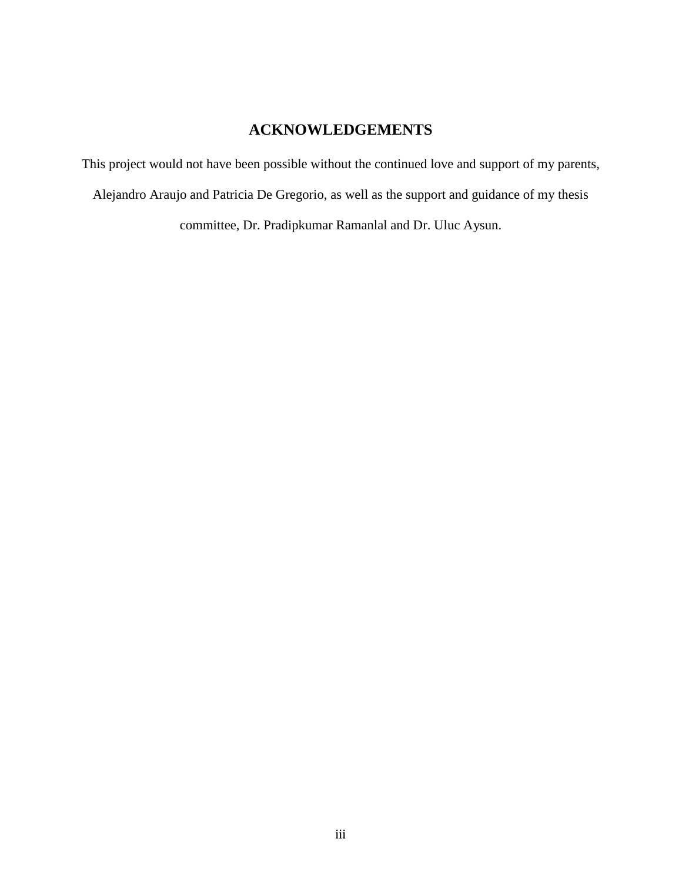# ACKNOWLEDGEMENTS

This project would not have been possible without the continued love and support of my parents, Alejandro Araujo and Patricia De Gregorio, as well as the support and guidance of my thesis committee, Dr. Pradipkumar Ramanlal and Dr. Uluc Aysun.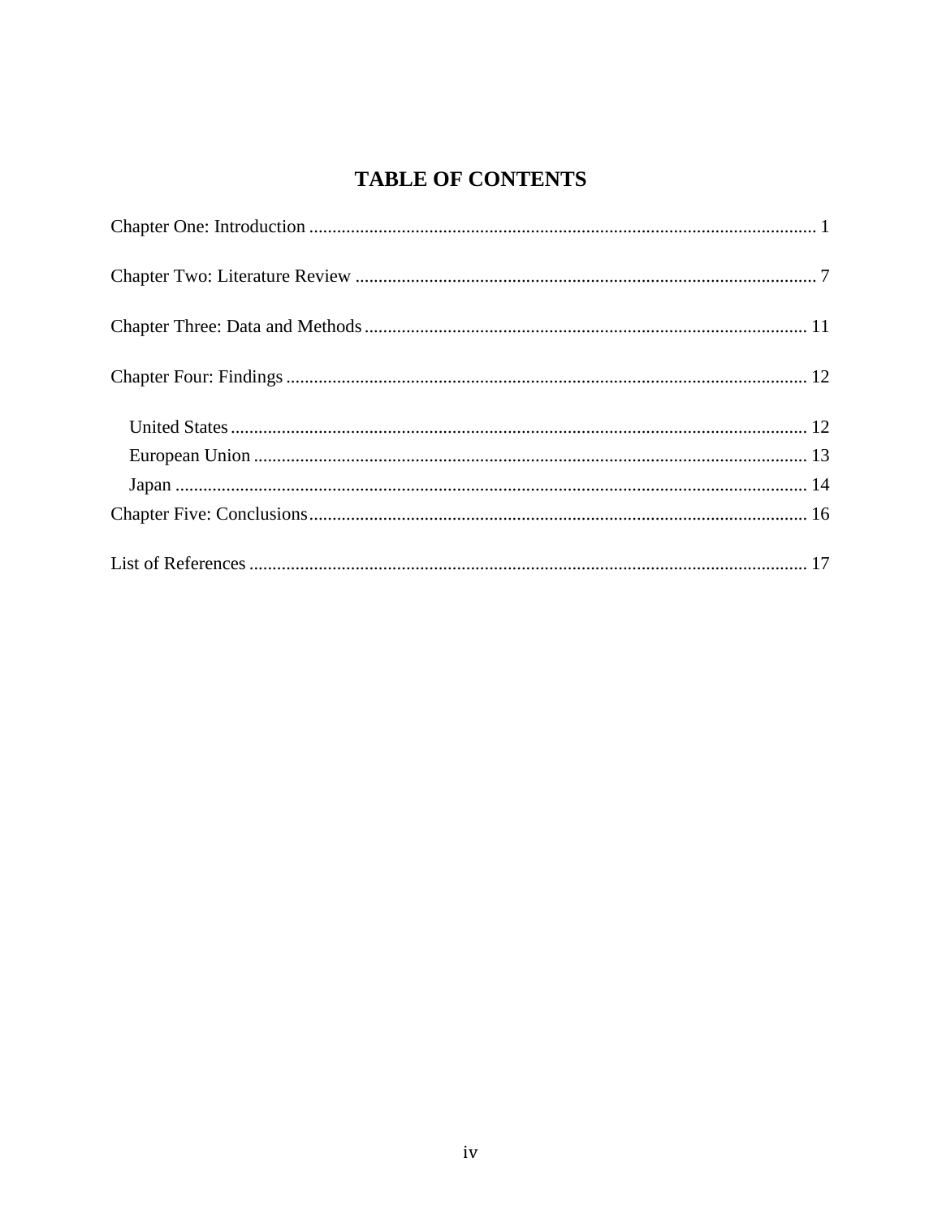# TABLE OF CONTENTS

Chapter One: Introduction ............................................................................................................ 1

Chapter Two: Literature Review .................................................................................................. 7

Chapter Three: Data and Methods .............................................................................................. 11

Chapter Four: Findings ............................................................................................................... 12

- United States ........................................................................................................................... 12
- European Union ...................................................................................................................... 13
- Japan ....................................................................................................................................... 14

Chapter Five: Conclusions .......................................................................................................... 16

List of References ....................................................................................................................... 17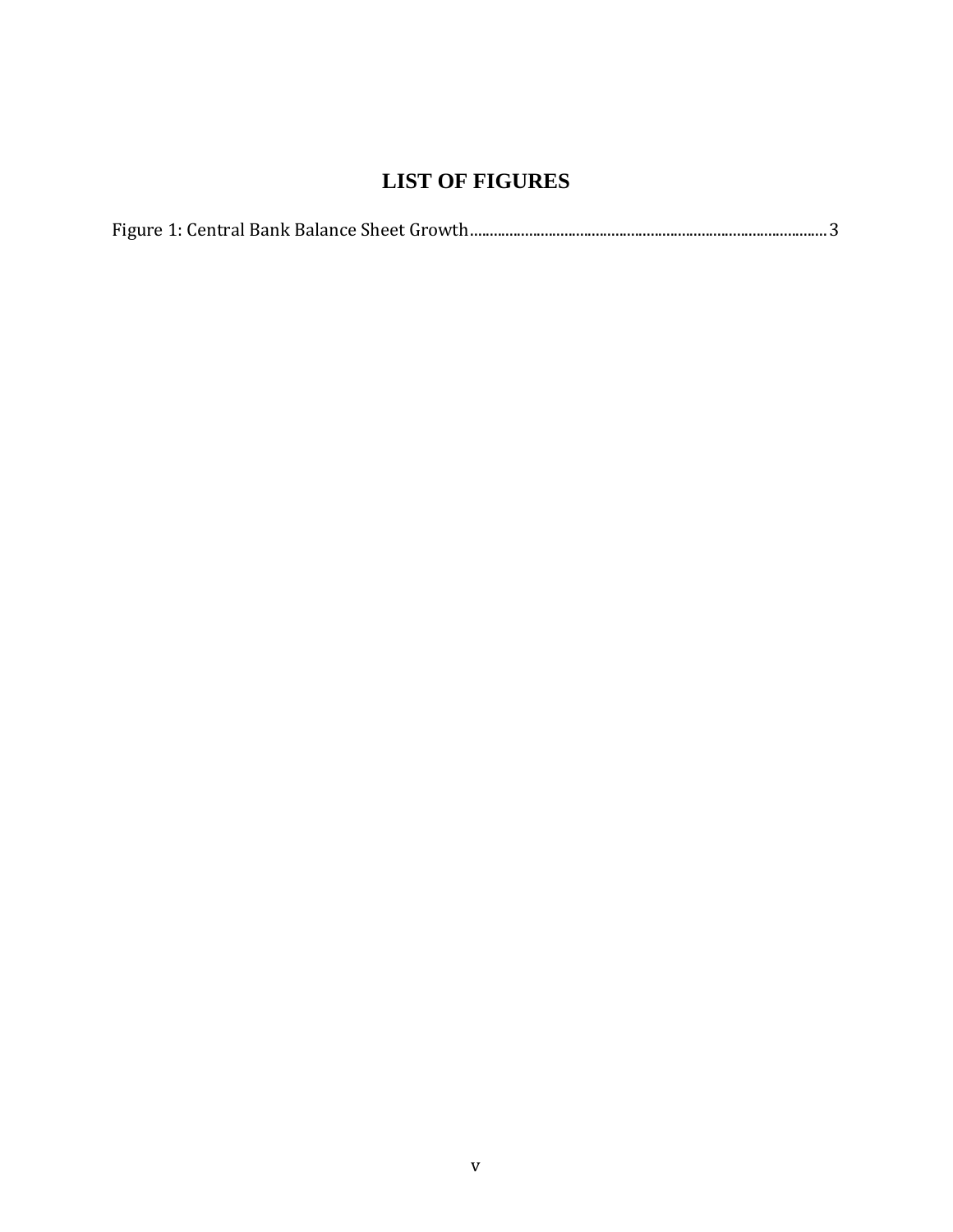# LIST OF FIGURES

Figure 1: Central Bank Balance Sheet Growth.......................................................................................... 3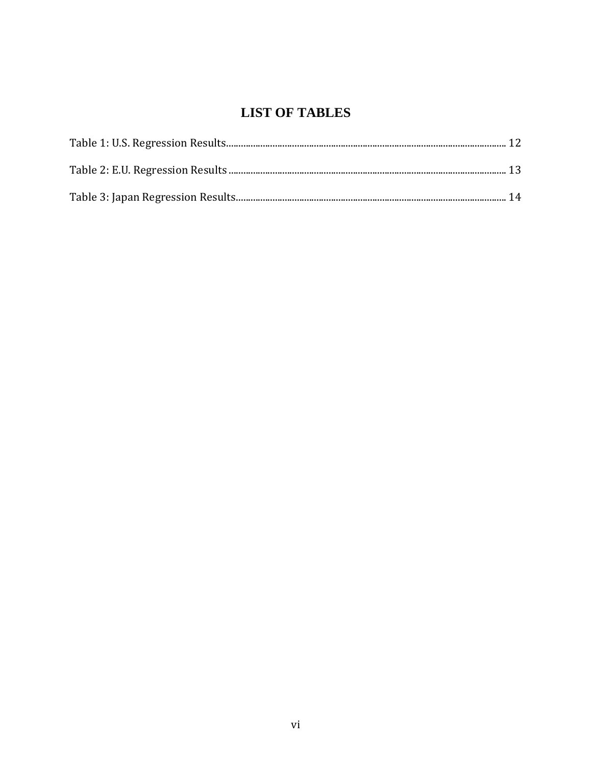# LIST OF TABLES

Table 1: U.S. Regression Results.......................................................................................................... 12

Table 2: E.U. Regression Results .......................................................................................................... 13

Table 3: Japan Regression Results....................................................................................................... 14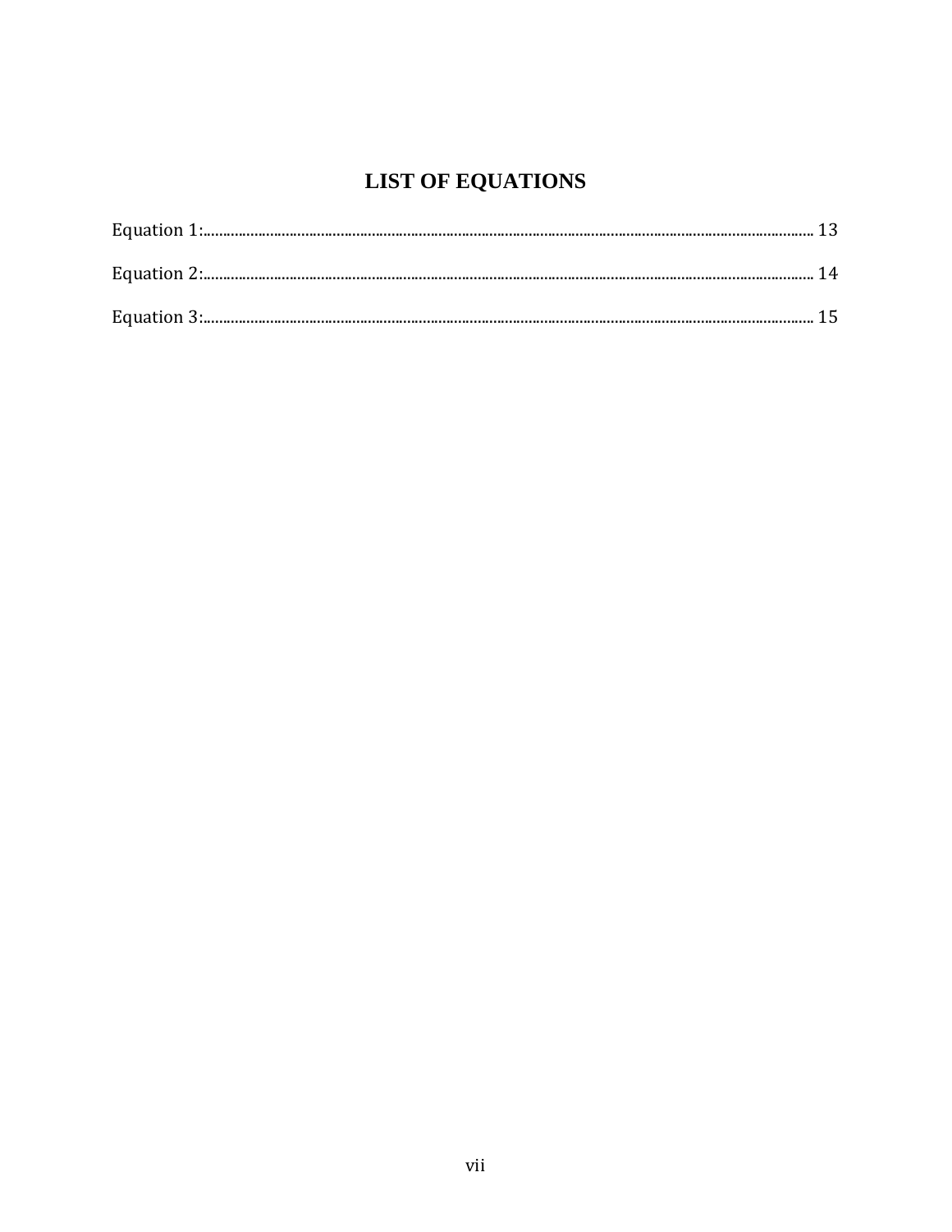# LIST OF EQUATIONS

Equation 1:........................................................................................................................................................ 13

Equation 2:........................................................................................................................................................ 14

Equation 3:........................................................................................................................................................ 15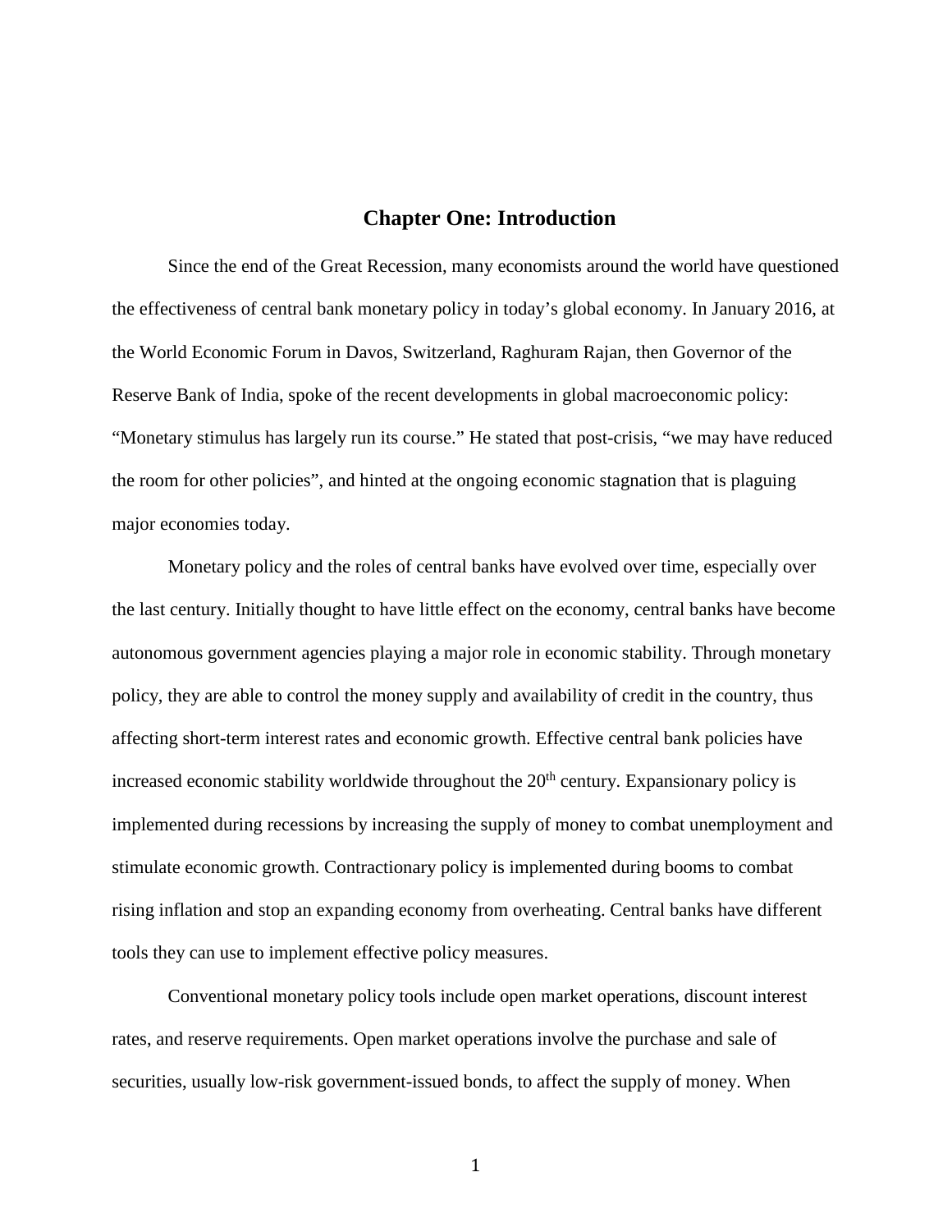# Chapter One: Introduction

Since the end of the Great Recession, many economists around the world have questioned the effectiveness of central bank monetary policy in today's global economy. In January 2016, at the World Economic Forum in Davos, Switzerland, Raghuram Rajan, then Governor of the Reserve Bank of India, spoke of the recent developments in global macroeconomic policy: "Monetary stimulus has largely run its course." He stated that post-crisis, "we may have reduced the room for other policies", and hinted at the ongoing economic stagnation that is plaguing major economies today.

Monetary policy and the roles of central banks have evolved over time, especially over the last century. Initially thought to have little effect on the economy, central banks have become autonomous government agencies playing a major role in economic stability. Through monetary policy, they are able to control the money supply and availability of credit in the country, thus affecting short-term interest rates and economic growth. Effective central bank policies have increased economic stability worldwide throughout the 20th century. Expansionary policy is implemented during recessions by increasing the supply of money to combat unemployment and stimulate economic growth. Contractionary policy is implemented during booms to combat rising inflation and stop an expanding economy from overheating. Central banks have different tools they can use to implement effective policy measures.

Conventional monetary policy tools include open market operations, discount interest rates, and reserve requirements. Open market operations involve the purchase and sale of securities, usually low-risk government-issued bonds, to affect the supply of money. When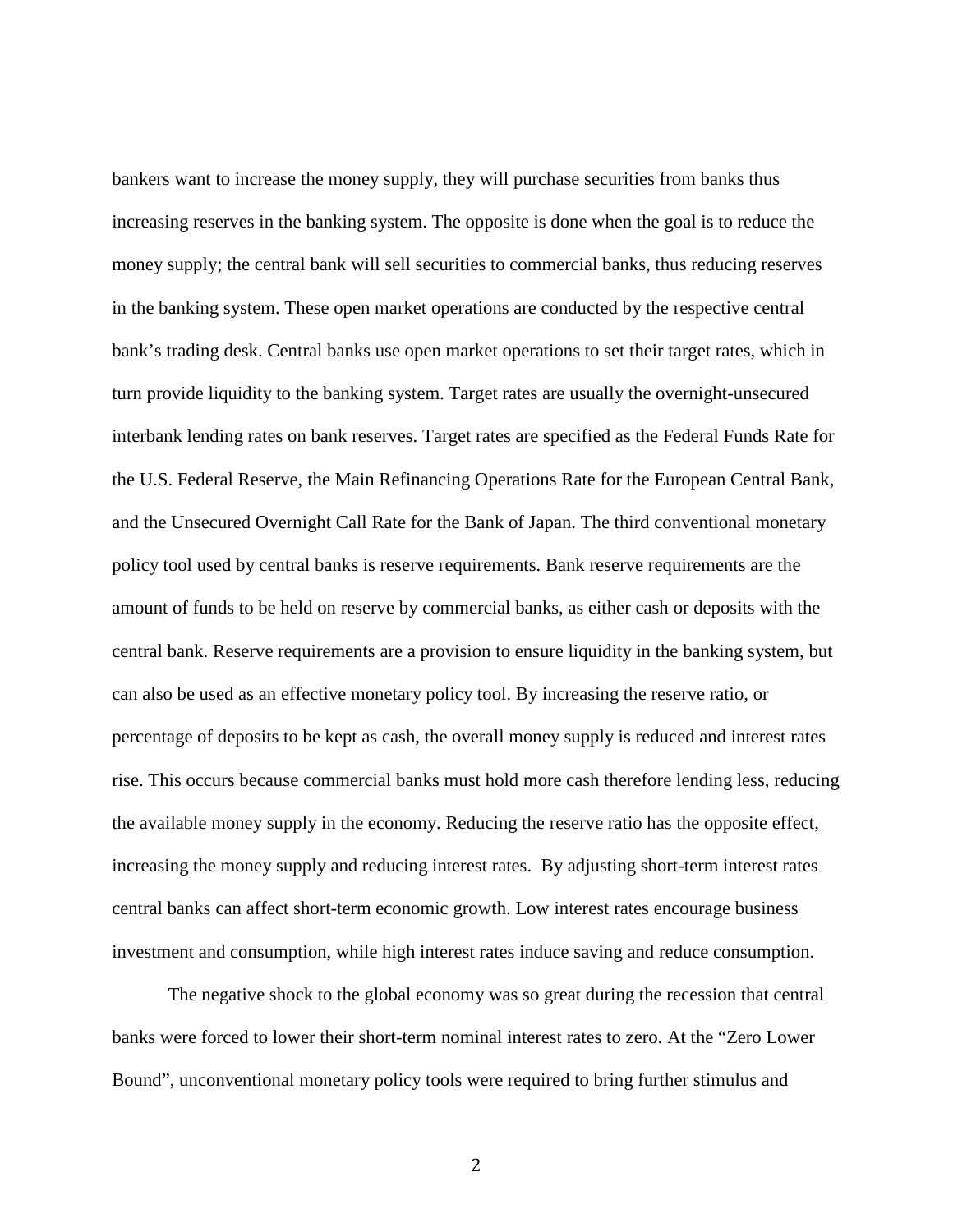bankers want to increase the money supply, they will purchase securities from banks thus increasing reserves in the banking system. The opposite is done when the goal is to reduce the money supply; the central bank will sell securities to commercial banks, thus reducing reserves in the banking system. These open market operations are conducted by the respective central bank's trading desk. Central banks use open market operations to set their target rates, which in turn provide liquidity to the banking system. Target rates are usually the overnight-unsecured interbank lending rates on bank reserves. Target rates are specified as the Federal Funds Rate for the U.S. Federal Reserve, the Main Refinancing Operations Rate for the European Central Bank, and the Unsecured Overnight Call Rate for the Bank of Japan. The third conventional monetary policy tool used by central banks is reserve requirements. Bank reserve requirements are the amount of funds to be held on reserve by commercial banks, as either cash or deposits with the central bank. Reserve requirements are a provision to ensure liquidity in the banking system, but can also be used as an effective monetary policy tool. By increasing the reserve ratio, or percentage of deposits to be kept as cash, the overall money supply is reduced and interest rates rise. This occurs because commercial banks must hold more cash therefore lending less, reducing the available money supply in the economy. Reducing the reserve ratio has the opposite effect, increasing the money supply and reducing interest rates. By adjusting short-term interest rates central banks can affect short-term economic growth. Low interest rates encourage business investment and consumption, while high interest rates induce saving and reduce consumption.

The negative shock to the global economy was so great during the recession that central banks were forced to lower their short-term nominal interest rates to zero. At the "Zero Lower Bound", unconventional monetary policy tools were required to bring further stimulus and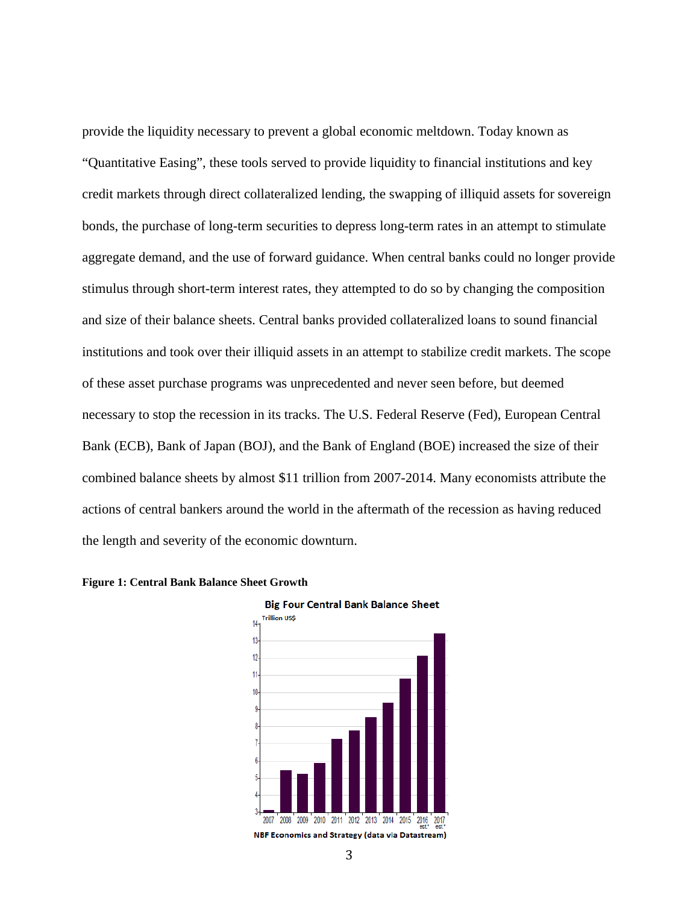provide the liquidity necessary to prevent a global economic meltdown. Today known as "Quantitative Easing", these tools served to provide liquidity to financial institutions and key credit markets through direct collateralized lending, the swapping of illiquid assets for sovereign bonds, the purchase of long-term securities to depress long-term rates in an attempt to stimulate aggregate demand, and the use of forward guidance. When central banks could no longer provide stimulus through short-term interest rates, they attempted to do so by changing the composition and size of their balance sheets. Central banks provided collateralized loans to sound financial institutions and took over their illiquid assets in an attempt to stabilize credit markets. The scope of these asset purchase programs was unprecedented and never seen before, but deemed necessary to stop the recession in its tracks. The U.S. Federal Reserve (Fed), European Central Bank (ECB), Bank of Japan (BOJ), and the Bank of England (BOE) increased the size of their combined balance sheets by almost $11 trillion from 2007-2014. Many economists attribute the actions of central bankers around the world in the aftermath of the recession as having reduced the length and severity of the economic downturn.

**Figure 1: Central Bank Balance Sheet Growth**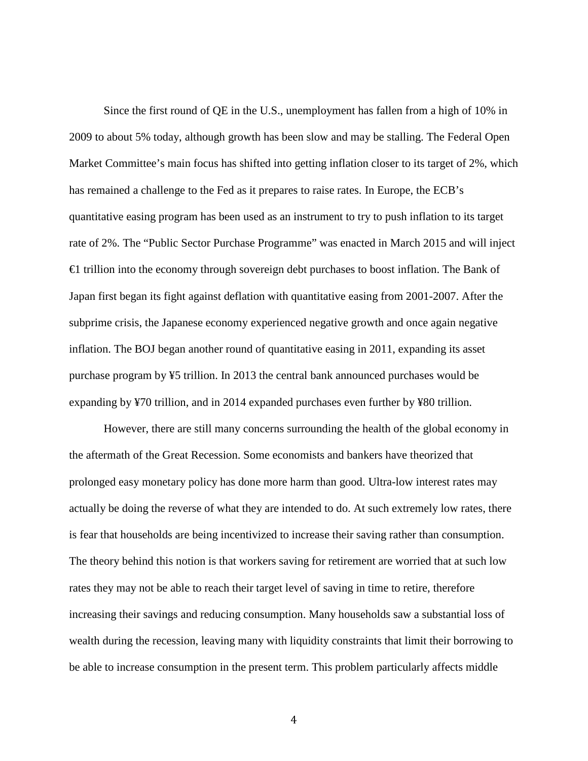Since the first round of QE in the U.S., unemployment has fallen from a high of 10% in 2009 to about 5% today, although growth has been slow and may be stalling. The Federal Open Market Committee's main focus has shifted into getting inflation closer to its target of 2%, which has remained a challenge to the Fed as it prepares to raise rates. In Europe, the ECB's quantitative easing program has been used as an instrument to try to push inflation to its target rate of 2%. The "Public Sector Purchase Programme" was enacted in March 2015 and will inject €1 trillion into the economy through sovereign debt purchases to boost inflation. The Bank of Japan first began its fight against deflation with quantitative easing from 2001-2007. After the subprime crisis, the Japanese economy experienced negative growth and once again negative inflation. The BOJ began another round of quantitative easing in 2011, expanding its asset purchase program by ¥5 trillion. In 2013 the central bank announced purchases would be expanding by ¥70 trillion, and in 2014 expanded purchases even further by ¥80 trillion.

However, there are still many concerns surrounding the health of the global economy in the aftermath of the Great Recession. Some economists and bankers have theorized that prolonged easy monetary policy has done more harm than good. Ultra-low interest rates may actually be doing the reverse of what they are intended to do. At such extremely low rates, there is fear that households are being incentivized to increase their saving rather than consumption. The theory behind this notion is that workers saving for retirement are worried that at such low rates they may not be able to reach their target level of saving in time to retire, therefore increasing their savings and reducing consumption. Many households saw a substantial loss of wealth during the recession, leaving many with liquidity constraints that limit their borrowing to be able to increase consumption in the present term. This problem particularly affects middle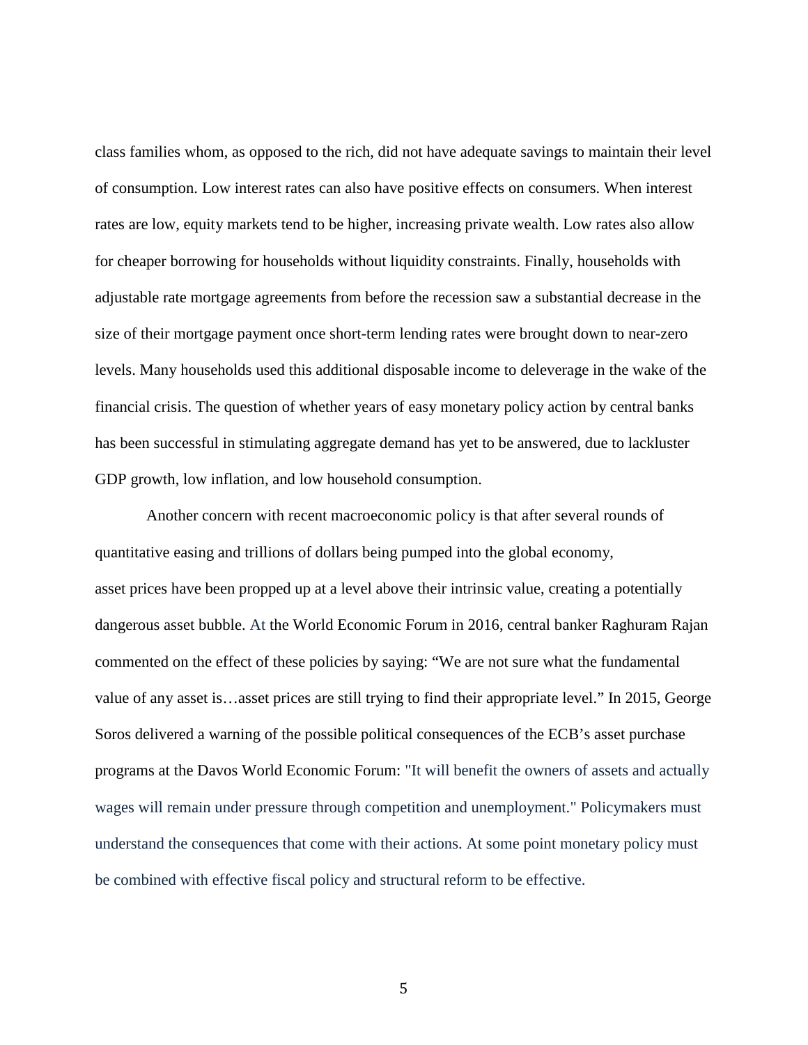class families whom, as opposed to the rich, did not have adequate savings to maintain their level of consumption. Low interest rates can also have positive effects on consumers. When interest rates are low, equity markets tend to be higher, increasing private wealth. Low rates also allow for cheaper borrowing for households without liquidity constraints. Finally, households with adjustable rate mortgage agreements from before the recession saw a substantial decrease in the size of their mortgage payment once short-term lending rates were brought down to near-zero levels. Many households used this additional disposable income to deleverage in the wake of the financial crisis. The question of whether years of easy monetary policy action by central banks has been successful in stimulating aggregate demand has yet to be answered, due to lackluster GDP growth, low inflation, and low household consumption.

Another concern with recent macroeconomic policy is that after several rounds of quantitative easing and trillions of dollars being pumped into the global economy, asset prices have been propped up at a level above their intrinsic value, creating a potentially dangerous asset bubble. At the World Economic Forum in 2016, central banker Raghuram Rajan commented on the effect of these policies by saying: "We are not sure what the fundamental value of any asset is…asset prices are still trying to find their appropriate level." In 2015, George Soros delivered a warning of the possible political consequences of the ECB's asset purchase programs at the Davos World Economic Forum: "It will benefit the owners of assets and actually wages will remain under pressure through competition and unemployment." Policymakers must understand the consequences that come with their actions. At some point monetary policy must be combined with effective fiscal policy and structural reform to be effective.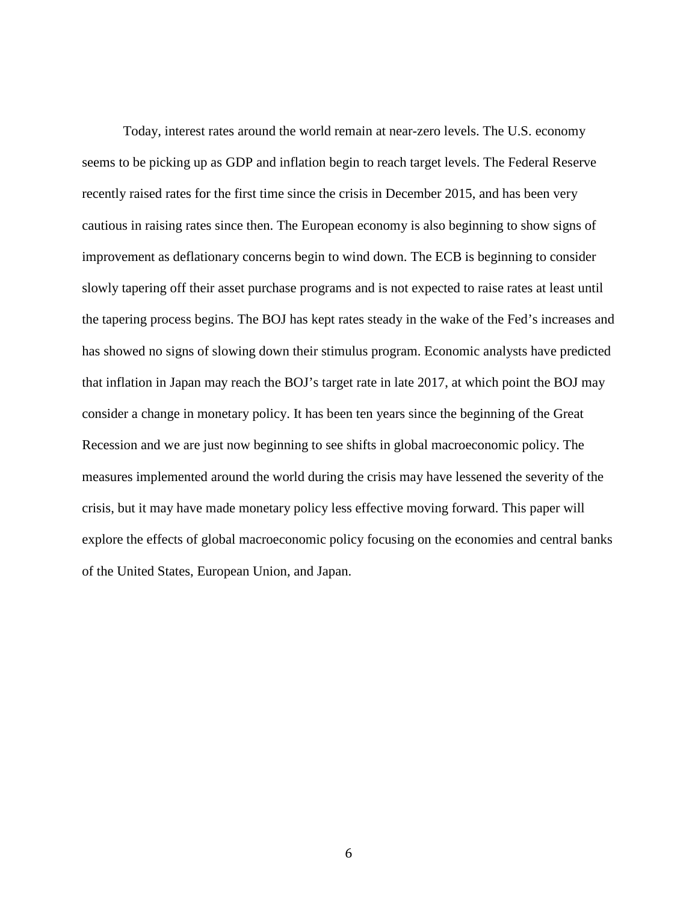Today, interest rates around the world remain at near-zero levels. The U.S. economy seems to be picking up as GDP and inflation begin to reach target levels. The Federal Reserve recently raised rates for the first time since the crisis in December 2015, and has been very cautious in raising rates since then. The European economy is also beginning to show signs of improvement as deflationary concerns begin to wind down. The ECB is beginning to consider slowly tapering off their asset purchase programs and is not expected to raise rates at least until the tapering process begins. The BOJ has kept rates steady in the wake of the Fed's increases and has showed no signs of slowing down their stimulus program. Economic analysts have predicted that inflation in Japan may reach the BOJ's target rate in late 2017, at which point the BOJ may consider a change in monetary policy. It has been ten years since the beginning of the Great Recession and we are just now beginning to see shifts in global macroeconomic policy. The measures implemented around the world during the crisis may have lessened the severity of the crisis, but it may have made monetary policy less effective moving forward. This paper will explore the effects of global macroeconomic policy focusing on the economies and central banks of the United States, European Union, and Japan.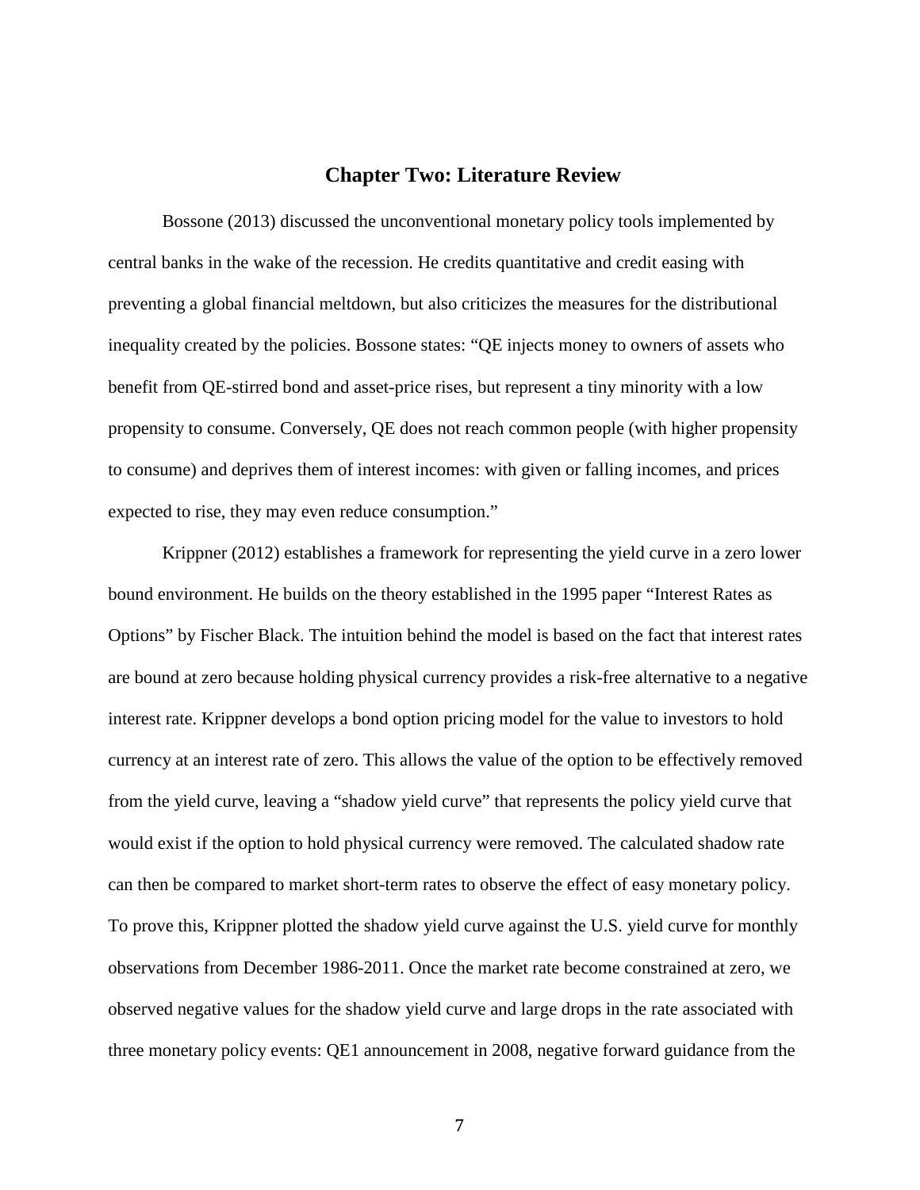# Chapter Two: Literature Review

Bossone (2013) discussed the unconventional monetary policy tools implemented by central banks in the wake of the recession. He credits quantitative and credit easing with preventing a global financial meltdown, but also criticizes the measures for the distributional inequality created by the policies. Bossone states: "QE injects money to owners of assets who benefit from QE-stirred bond and asset-price rises, but represent a tiny minority with a low propensity to consume. Conversely, QE does not reach common people (with higher propensity to consume) and deprives them of interest incomes: with given or falling incomes, and prices expected to rise, they may even reduce consumption."

Krippner (2012) establishes a framework for representing the yield curve in a zero lower bound environment. He builds on the theory established in the 1995 paper "Interest Rates as Options" by Fischer Black. The intuition behind the model is based on the fact that interest rates are bound at zero because holding physical currency provides a risk-free alternative to a negative interest rate. Krippner develops a bond option pricing model for the value to investors to hold currency at an interest rate of zero. This allows the value of the option to be effectively removed from the yield curve, leaving a "shadow yield curve" that represents the policy yield curve that would exist if the option to hold physical currency were removed. The calculated shadow rate can then be compared to market short-term rates to observe the effect of easy monetary policy. To prove this, Krippner plotted the shadow yield curve against the U.S. yield curve for monthly observations from December 1986-2011. Once the market rate become constrained at zero, we observed negative values for the shadow yield curve and large drops in the rate associated with three monetary policy events: QE1 announcement in 2008, negative forward guidance from the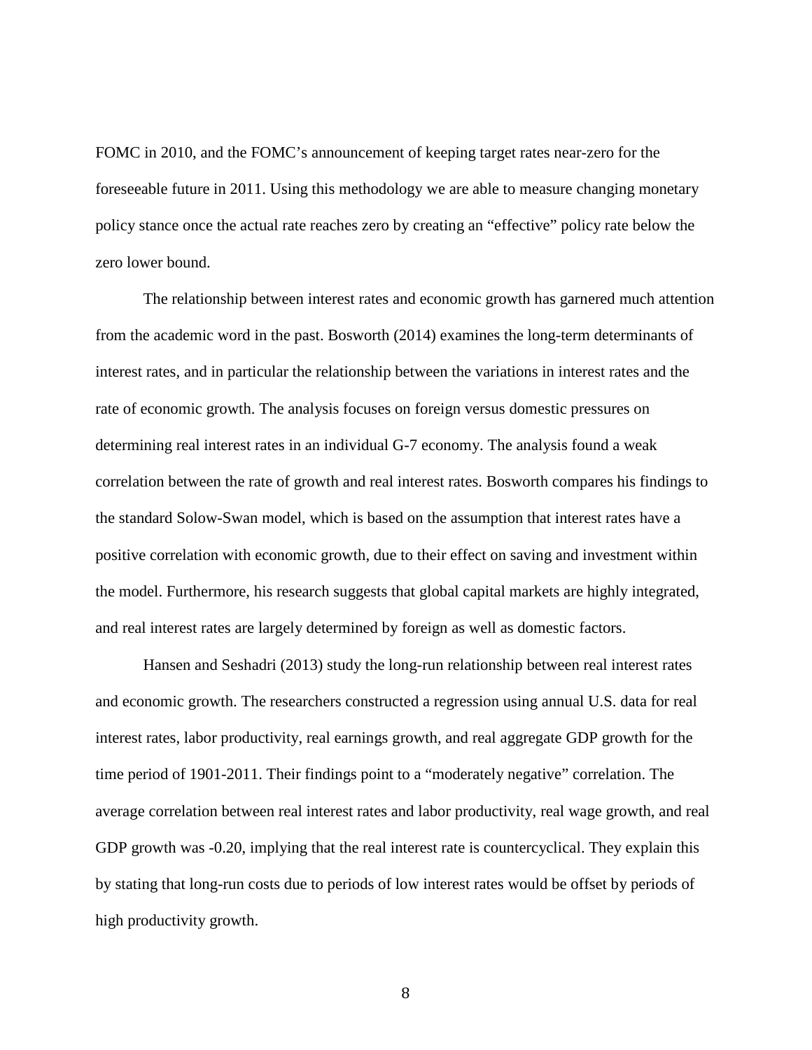FOMC in 2010, and the FOMC's announcement of keeping target rates near-zero for the foreseeable future in 2011. Using this methodology we are able to measure changing monetary policy stance once the actual rate reaches zero by creating an "effective" policy rate below the zero lower bound.

The relationship between interest rates and economic growth has garnered much attention from the academic word in the past. Bosworth (2014) examines the long-term determinants of interest rates, and in particular the relationship between the variations in interest rates and the rate of economic growth. The analysis focuses on foreign versus domestic pressures on determining real interest rates in an individual G-7 economy. The analysis found a weak correlation between the rate of growth and real interest rates. Bosworth compares his findings to the standard Solow-Swan model, which is based on the assumption that interest rates have a positive correlation with economic growth, due to their effect on saving and investment within the model. Furthermore, his research suggests that global capital markets are highly integrated, and real interest rates are largely determined by foreign as well as domestic factors.

Hansen and Seshadri (2013) study the long-run relationship between real interest rates and economic growth. The researchers constructed a regression using annual U.S. data for real interest rates, labor productivity, real earnings growth, and real aggregate GDP growth for the time period of 1901-2011. Their findings point to a "moderately negative" correlation. The average correlation between real interest rates and labor productivity, real wage growth, and real GDP growth was -0.20, implying that the real interest rate is countercyclical. They explain this by stating that long-run costs due to periods of low interest rates would be offset by periods of high productivity growth.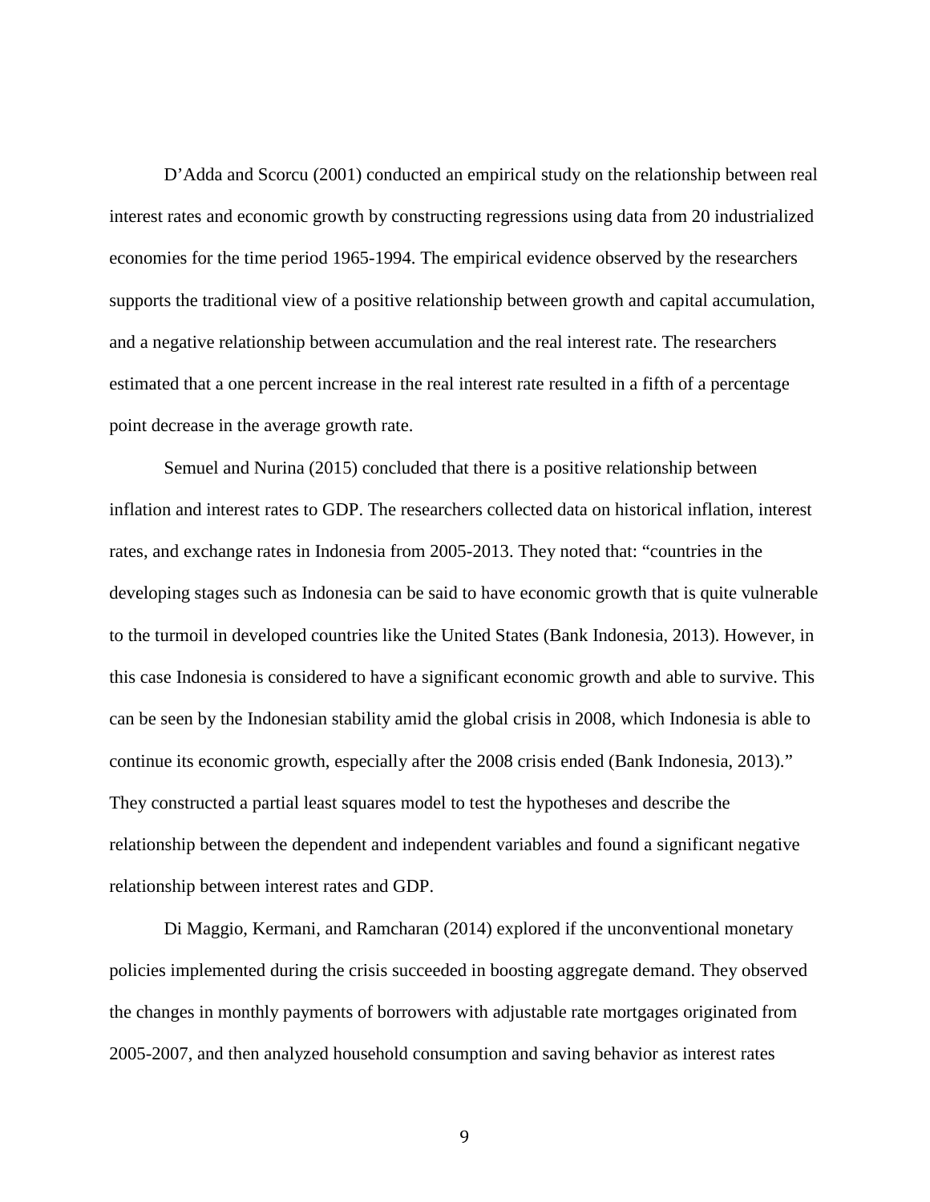D'Adda and Scorcu (2001) conducted an empirical study on the relationship between real interest rates and economic growth by constructing regressions using data from 20 industrialized economies for the time period 1965-1994. The empirical evidence observed by the researchers supports the traditional view of a positive relationship between growth and capital accumulation, and a negative relationship between accumulation and the real interest rate. The researchers estimated that a one percent increase in the real interest rate resulted in a fifth of a percentage point decrease in the average growth rate.

Semuel and Nurina (2015) concluded that there is a positive relationship between inflation and interest rates to GDP. The researchers collected data on historical inflation, interest rates, and exchange rates in Indonesia from 2005-2013. They noted that: "countries in the developing stages such as Indonesia can be said to have economic growth that is quite vulnerable to the turmoil in developed countries like the United States (Bank Indonesia, 2013). However, in this case Indonesia is considered to have a significant economic growth and able to survive. This can be seen by the Indonesian stability amid the global crisis in 2008, which Indonesia is able to continue its economic growth, especially after the 2008 crisis ended (Bank Indonesia, 2013)." They constructed a partial least squares model to test the hypotheses and describe the relationship between the dependent and independent variables and found a significant negative relationship between interest rates and GDP.

Di Maggio, Kermani, and Ramcharan (2014) explored if the unconventional monetary policies implemented during the crisis succeeded in boosting aggregate demand. They observed the changes in monthly payments of borrowers with adjustable rate mortgages originated from 2005-2007, and then analyzed household consumption and saving behavior as interest rates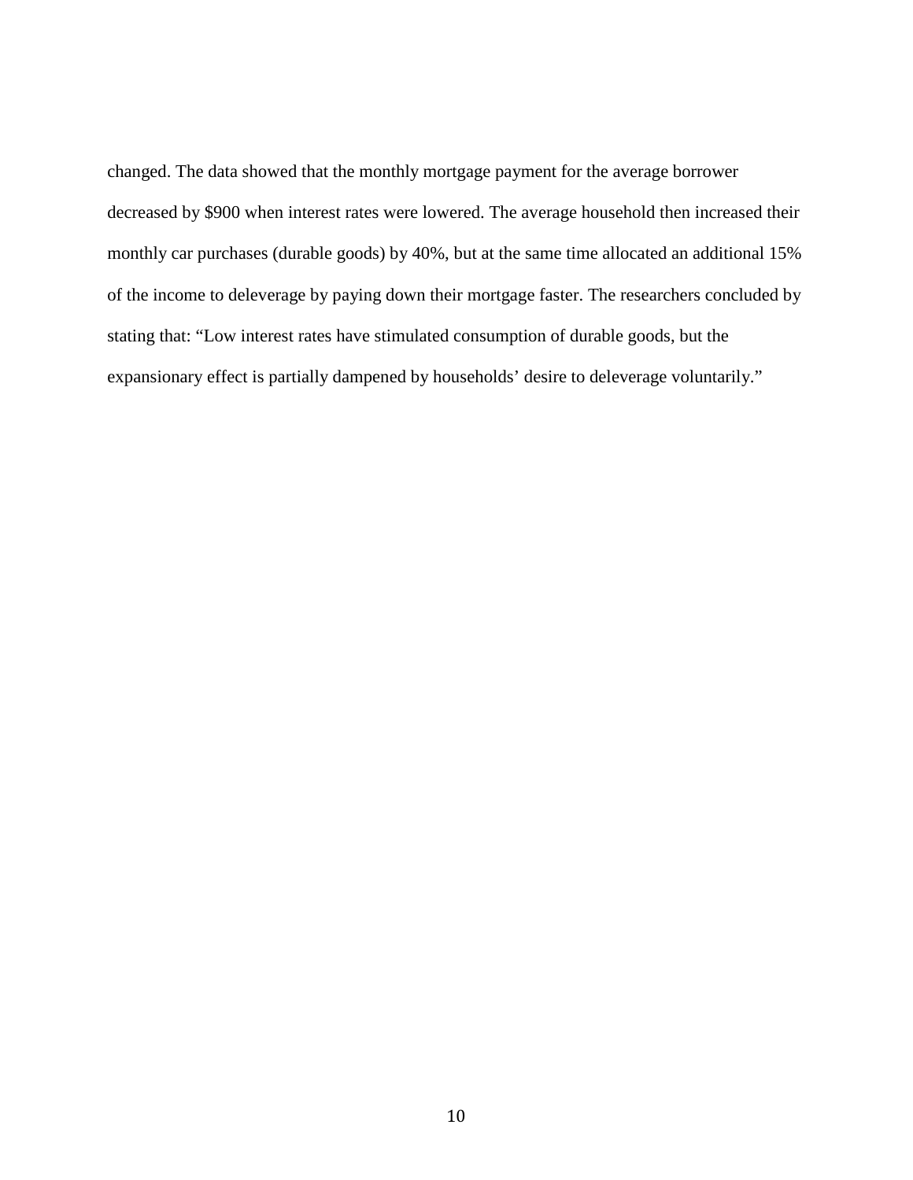changed. The data showed that the monthly mortgage payment for the average borrower decreased by $900 when interest rates were lowered. The average household then increased their monthly car purchases (durable goods) by 40%, but at the same time allocated an additional 15% of the income to deleverage by paying down their mortgage faster. The researchers concluded by stating that: "Low interest rates have stimulated consumption of durable goods, but the expansionary effect is partially dampened by households' desire to deleverage voluntarily."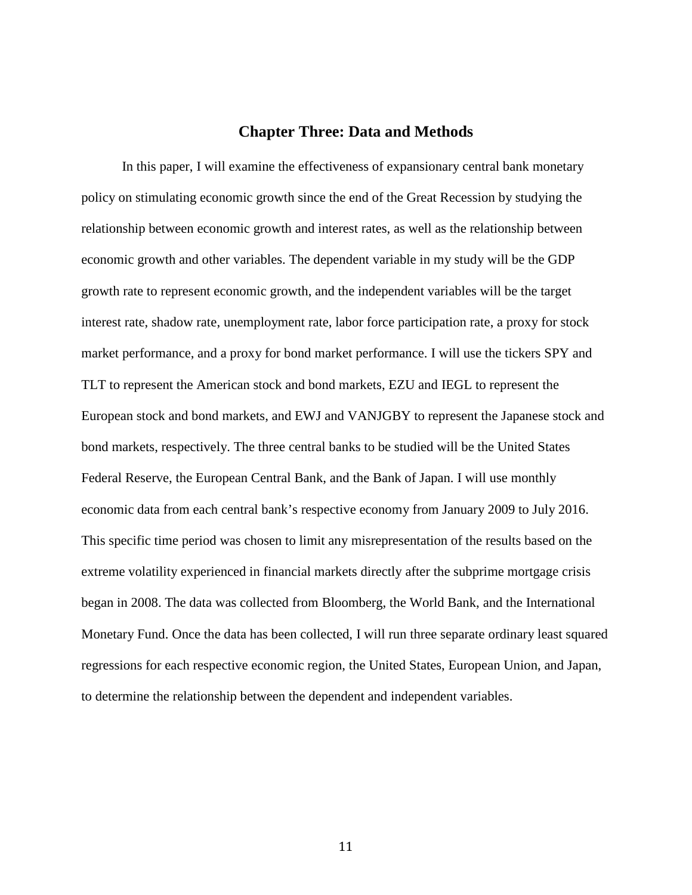# Chapter Three: Data and Methods

In this paper, I will examine the effectiveness of expansionary central bank monetary policy on stimulating economic growth since the end of the Great Recession by studying the relationship between economic growth and interest rates, as well as the relationship between economic growth and other variables. The dependent variable in my study will be the GDP growth rate to represent economic growth, and the independent variables will be the target interest rate, shadow rate, unemployment rate, labor force participation rate, a proxy for stock market performance, and a proxy for bond market performance. I will use the tickers SPY and TLT to represent the American stock and bond markets, EZU and IEGL to represent the European stock and bond markets, and EWJ and VANJGBY to represent the Japanese stock and bond markets, respectively. The three central banks to be studied will be the United States Federal Reserve, the European Central Bank, and the Bank of Japan. I will use monthly economic data from each central bank's respective economy from January 2009 to July 2016. This specific time period was chosen to limit any misrepresentation of the results based on the extreme volatility experienced in financial markets directly after the subprime mortgage crisis began in 2008. The data was collected from Bloomberg, the World Bank, and the International Monetary Fund. Once the data has been collected, I will run three separate ordinary least squared regressions for each respective economic region, the United States, European Union, and Japan, to determine the relationship between the dependent and independent variables.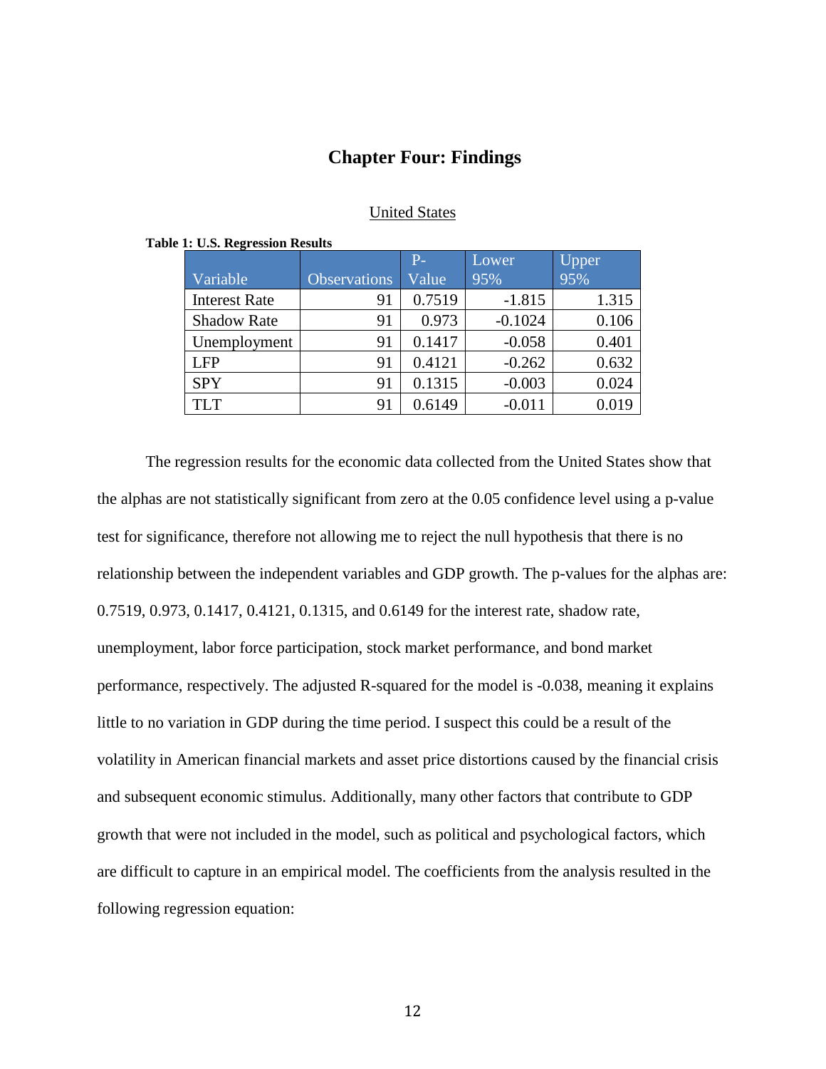# Chapter Four: Findings

United States

**Table 1: U.S. Regression Results**

| Variable | Observations | P-Value | Lower 95% | Upper 95% |
|---|---|---|---|---|
| Interest Rate | 91 | 0.7519 | -1.815 | 1.315 |
| Shadow Rate | 91 | 0.973 | -0.1024 | 0.106 |
| Unemployment | 91 | 0.1417 | -0.058 | 0.401 |
| LFP | 91 | 0.4121 | -0.262 | 0.632 |
| SPY | 91 | 0.1315 | -0.003 | 0.024 |
| TLT | 91 | 0.6149 | -0.011 | 0.019 |

The regression results for the economic data collected from the United States show that the alphas are not statistically significant from zero at the 0.05 confidence level using a p-value test for significance, therefore not allowing me to reject the null hypothesis that there is no relationship between the independent variables and GDP growth. The p-values for the alphas are: 0.7519, 0.973, 0.1417, 0.4121, 0.1315, and 0.6149 for the interest rate, shadow rate, unemployment, labor force participation, stock market performance, and bond market performance, respectively. The adjusted R-squared for the model is -0.038, meaning it explains little to no variation in GDP during the time period. I suspect this could be a result of the volatility in American financial markets and asset price distortions caused by the financial crisis and subsequent economic stimulus. Additionally, many other factors that contribute to GDP growth that were not included in the model, such as political and psychological factors, which are difficult to capture in an empirical model. The coefficients from the analysis resulted in the following regression equation: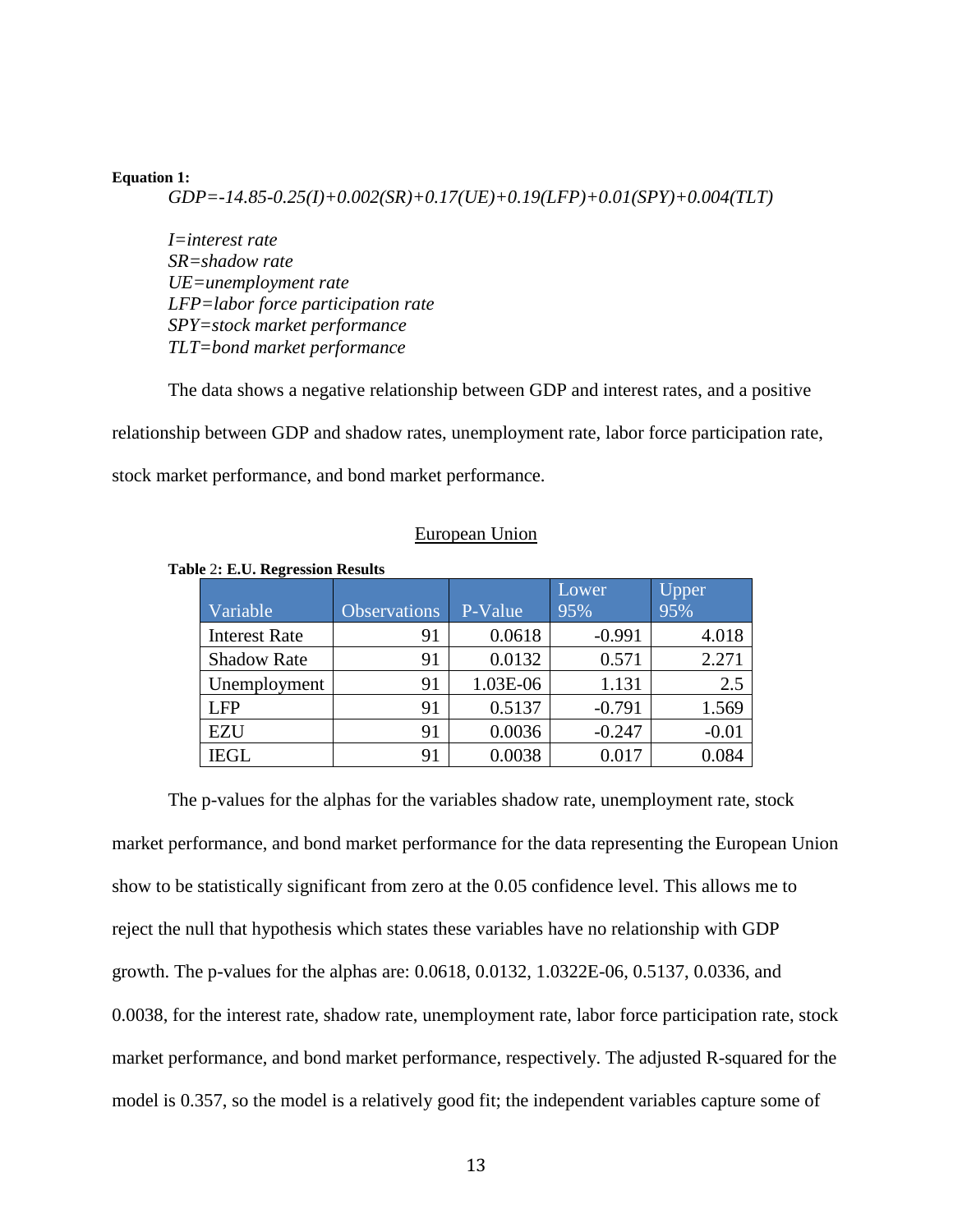**Equation 1:**

$$GDP=-14.85-0.25(I)+0.002(SR)+0.17(UE)+0.19(LFP)+0.01(SPY)+0.004(TLT)$$

*I=interest rate*
*SR=shadow rate*
*UE=unemployment rate*
*LFP=labor force participation rate*
*SPY=stock market performance*
*TLT=bond market performance*

The data shows a negative relationship between GDP and interest rates, and a positive relationship between GDP and shadow rates, unemployment rate, labor force participation rate, stock market performance, and bond market performance.

European Union

**Table 2: E.U. Regression Results**

| Variable | Observations | P-Value | Lower 95% | Upper 95% |
|---|---|---|---|---|
| Interest Rate | 91 | 0.0618 | -0.991 | 4.018 |
| Shadow Rate | 91 | 0.0132 | 0.571 | 2.271 |
| Unemployment | 91 | 1.03E-06 | 1.131 | 2.5 |
| LFP | 91 | 0.5137 | -0.791 | 1.569 |
| EZU | 91 | 0.0036 | -0.247 | -0.01 |
| IEGL | 91 | 0.0038 | 0.017 | 0.084 |

The p-values for the alphas for the variables shadow rate, unemployment rate, stock market performance, and bond market performance for the data representing the European Union show to be statistically significant from zero at the 0.05 confidence level. This allows me to reject the null that hypothesis which states these variables have no relationship with GDP growth. The p-values for the alphas are: 0.0618, 0.0132, 1.0322E-06, 0.5137, 0.0336, and 0.0038, for the interest rate, shadow rate, unemployment rate, labor force participation rate, stock market performance, and bond market performance, respectively. The adjusted R-squared for the model is 0.357, so the model is a relatively good fit; the independent variables capture some of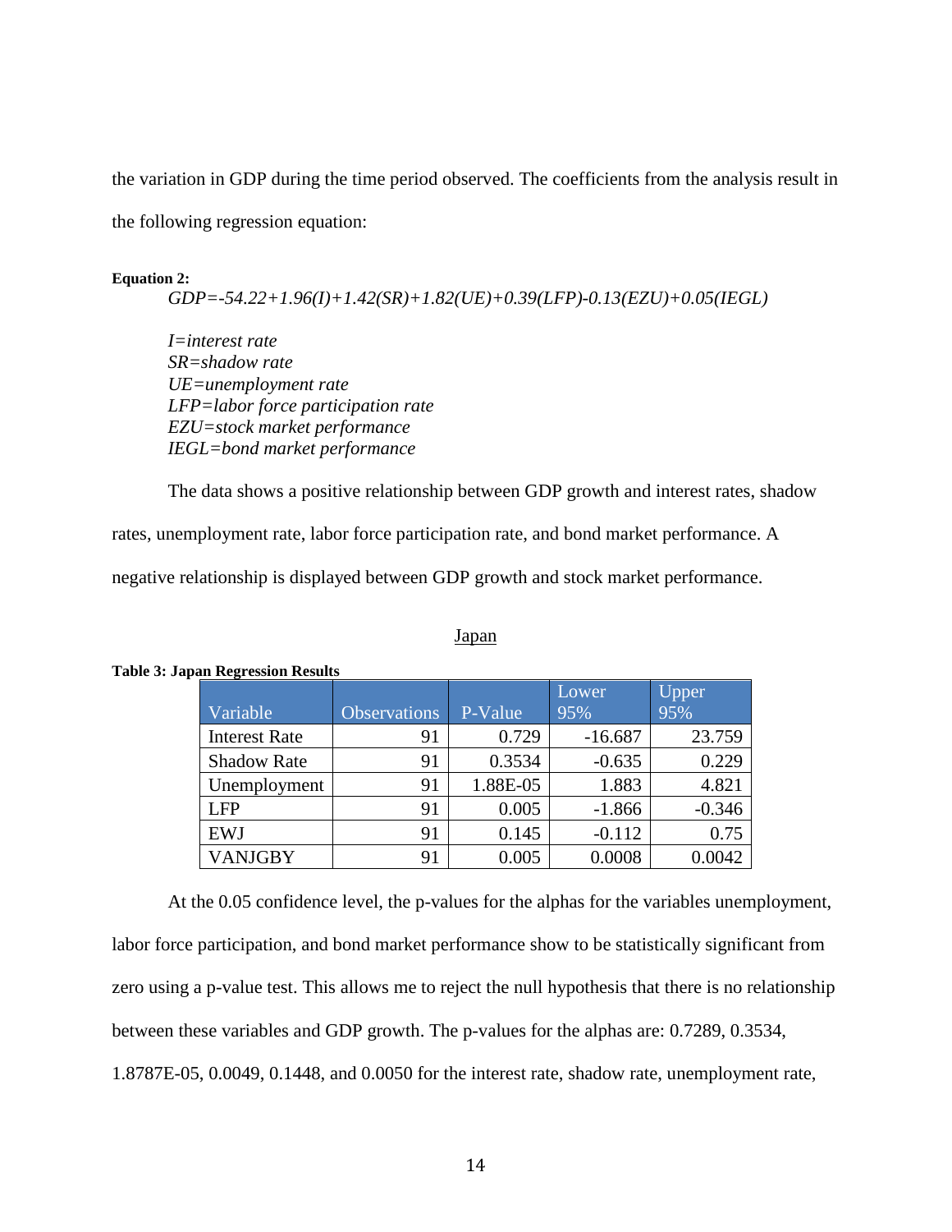the variation in GDP during the time period observed. The coefficients from the analysis result in the following regression equation:

**Equation 2:**

$$GDP=-54.22+1.96(I)+1.42(SR)+1.82(UE)+0.39(LFP)-0.13(EZU)+0.05(IEGL)$$

*I=interest rate*
*SR=shadow rate*
*UE=unemployment rate*
*LFP=labor force participation rate*
*EZU=stock market performance*
*IEGL=bond market performance*

The data shows a positive relationship between GDP growth and interest rates, shadow rates, unemployment rate, labor force participation rate, and bond market performance. A negative relationship is displayed between GDP growth and stock market performance.

Japan

**Table 3: Japan Regression Results**

| Variable | Observations | P-Value | Lower 95% | Upper 95% |
|---|---|---|---|---|
| Interest Rate | 91 | 0.729 | -16.687 | 23.759 |
| Shadow Rate | 91 | 0.3534 | -0.635 | 0.229 |
| Unemployment | 91 | 1.88E-05 | 1.883 | 4.821 |
| LFP | 91 | 0.005 | -1.866 | -0.346 |
| EWJ | 91 | 0.145 | -0.112 | 0.75 |
| VANJGBY | 91 | 0.005 | 0.0008 | 0.0042 |

At the 0.05 confidence level, the p-values for the alphas for the variables unemployment, labor force participation, and bond market performance show to be statistically significant from zero using a p-value test. This allows me to reject the null hypothesis that there is no relationship between these variables and GDP growth. The p-values for the alphas are: 0.7289, 0.3534, 1.8787E-05, 0.0049, 0.1448, and 0.0050 for the interest rate, shadow rate, unemployment rate,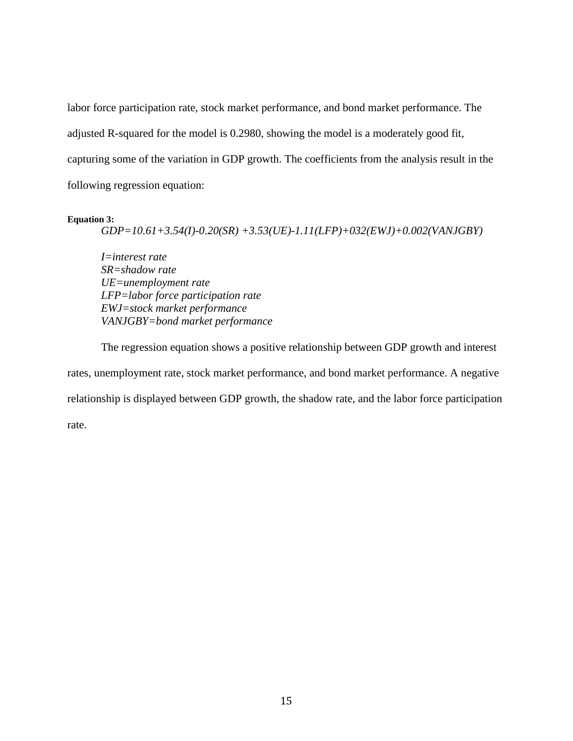labor force participation rate, stock market performance, and bond market performance. The adjusted R-squared for the model is 0.2980, showing the model is a moderately good fit, capturing some of the variation in GDP growth. The coefficients from the analysis result in the following regression equation:

**Equation 3:**

$$GDP=10.61+3.54(I)-0.20(SR)+3.53(UE)-1.11(LFP)+032(EWJ)+0.002(VANJGBY)$$

*I=interest rate*
*SR=shadow rate*
*UE=unemployment rate*
*LFP=labor force participation rate*
*EWJ=stock market performance*
*VANJGBY=bond market performance*

The regression equation shows a positive relationship between GDP growth and interest rates, unemployment rate, stock market performance, and bond market performance. A negative relationship is displayed between GDP growth, the shadow rate, and the labor force participation rate.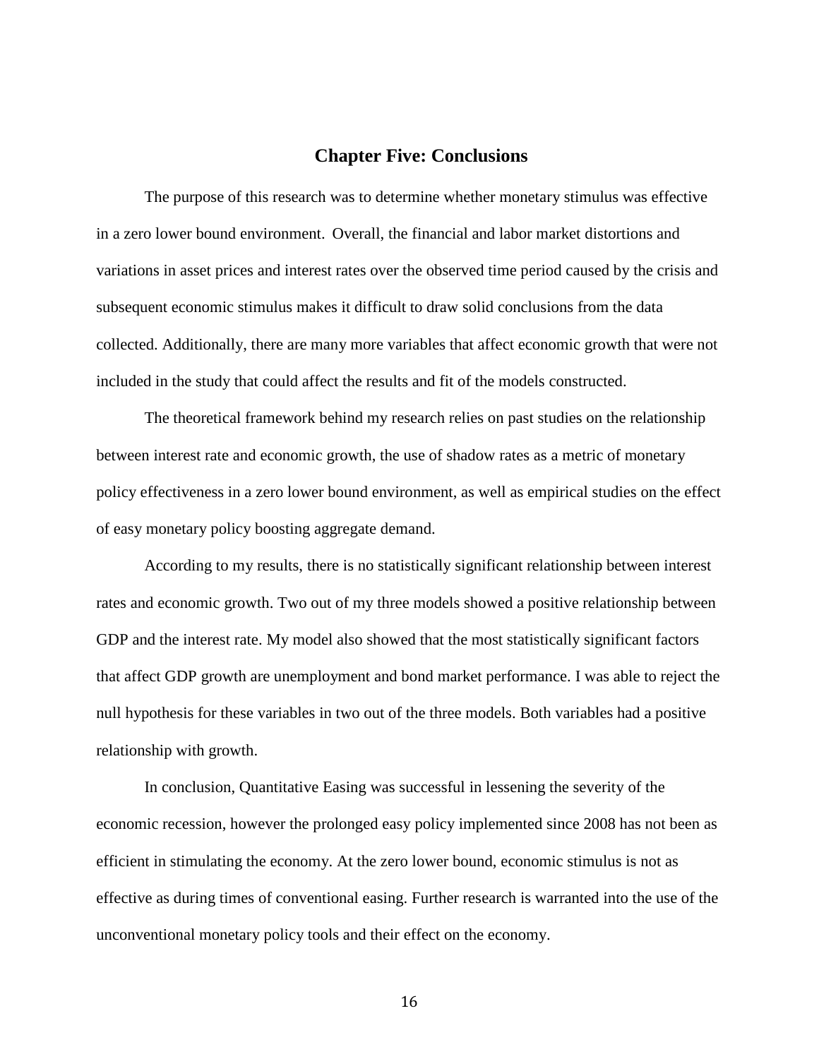# Chapter Five: Conclusions

The purpose of this research was to determine whether monetary stimulus was effective in a zero lower bound environment. Overall, the financial and labor market distortions and variations in asset prices and interest rates over the observed time period caused by the crisis and subsequent economic stimulus makes it difficult to draw solid conclusions from the data collected. Additionally, there are many more variables that affect economic growth that were not included in the study that could affect the results and fit of the models constructed.

The theoretical framework behind my research relies on past studies on the relationship between interest rate and economic growth, the use of shadow rates as a metric of monetary policy effectiveness in a zero lower bound environment, as well as empirical studies on the effect of easy monetary policy boosting aggregate demand.

According to my results, there is no statistically significant relationship between interest rates and economic growth. Two out of my three models showed a positive relationship between GDP and the interest rate. My model also showed that the most statistically significant factors that affect GDP growth are unemployment and bond market performance. I was able to reject the null hypothesis for these variables in two out of the three models. Both variables had a positive relationship with growth.

In conclusion, Quantitative Easing was successful in lessening the severity of the economic recession, however the prolonged easy policy implemented since 2008 has not been as efficient in stimulating the economy. At the zero lower bound, economic stimulus is not as effective as during times of conventional easing. Further research is warranted into the use of the unconventional monetary policy tools and their effect on the economy.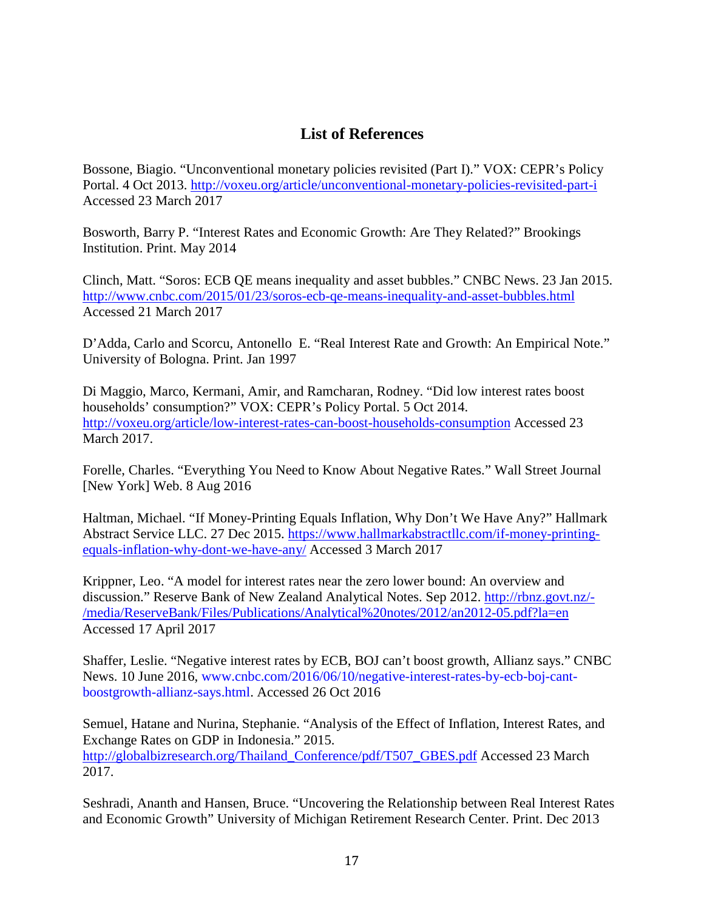## List of References

Bossone, Biagio. "Unconventional monetary policies revisited (Part I)." VOX: CEPR's Policy Portal. 4 Oct 2013. http://voxeu.org/article/unconventional-monetary-policies-revisited-part-i Accessed 23 March 2017

Bosworth, Barry P. "Interest Rates and Economic Growth: Are They Related?" Brookings Institution. Print. May 2014

Clinch, Matt. "Soros: ECB QE means inequality and asset bubbles." CNBC News. 23 Jan 2015. http://www.cnbc.com/2015/01/23/soros-ecb-qe-means-inequality-and-asset-bubbles.html Accessed 21 March 2017

D'Adda, Carlo and Scorcu, Antonello E. "Real Interest Rate and Growth: An Empirical Note." University of Bologna. Print. Jan 1997

Di Maggio, Marco, Kermani, Amir, and Ramcharan, Rodney. "Did low interest rates boost households' consumption?" VOX: CEPR's Policy Portal. 5 Oct 2014. http://voxeu.org/article/low-interest-rates-can-boost-households-consumption Accessed 23 March 2017.

Forelle, Charles. "Everything You Need to Know About Negative Rates." Wall Street Journal [New York] Web. 8 Aug 2016

Haltman, Michael. "If Money-Printing Equals Inflation, Why Don't We Have Any?" Hallmark Abstract Service LLC. 27 Dec 2015. https://www.hallmarkabstractllc.com/if-money-printing-equals-inflation-why-dont-we-have-any/ Accessed 3 March 2017

Krippner, Leo. "A model for interest rates near the zero lower bound: An overview and discussion." Reserve Bank of New Zealand Analytical Notes. Sep 2012. http://rbnz.govt.nz/-/media/ReserveBank/Files/Publications/Analytical%20notes/2012/an2012-05.pdf?la=en Accessed 17 April 2017

Shaffer, Leslie. "Negative interest rates by ECB, BOJ can't boost growth, Allianz says." CNBC News. 10 June 2016, www.cnbc.com/2016/06/10/negative-interest-rates-by-ecb-boj-cant-boostgrowth-allianz-says.html. Accessed 26 Oct 2016

Semuel, Hatane and Nurina, Stephanie. "Analysis of the Effect of Inflation, Interest Rates, and Exchange Rates on GDP in Indonesia." 2015. http://globalbizresearch.org/Thailand_Conference/pdf/T507_GBES.pdf Accessed 23 March 2017.

Seshradi, Ananth and Hansen, Bruce. "Uncovering the Relationship between Real Interest Rates and Economic Growth" University of Michigan Retirement Research Center. Print. Dec 2013